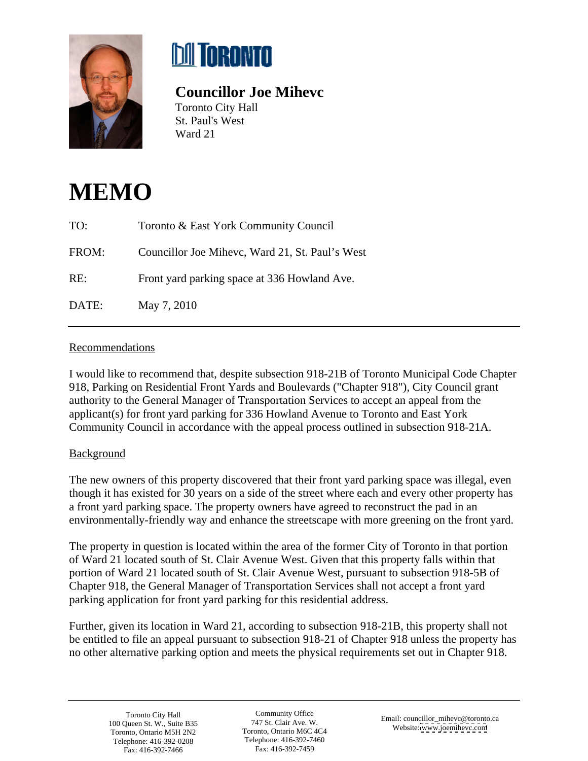**Councillor Joe Mihevc**
Toronto City Hall
St. Paul's West
Ward 21

# MEMO

TO: Toronto & East York Community Council

FROM: Councillor Joe Mihevc, Ward 21, St. Paul's West

RE: Front yard parking space at 336 Howland Ave.

DATE: May 7, 2010

---

## Recommendations

I would like to recommend that, despite subsection 918-21B of Toronto Municipal Code Chapter 918, Parking on Residential Front Yards and Boulevards ("Chapter 918"), City Council grant authority to the General Manager of Transportation Services to accept an appeal from the applicant(s) for front yard parking for 336 Howland Avenue to Toronto and East York Community Council in accordance with the appeal process outlined in subsection 918-21A.

## Background

The new owners of this property discovered that their front yard parking space was illegal, even though it has existed for 30 years on a side of the street where each and every other property has a front yard parking space. The property owners have agreed to reconstruct the pad in an environmentally-friendly way and enhance the streetscape with more greening on the front yard.

The property in question is located within the area of the former City of Toronto in that portion of Ward 21 located south of St. Clair Avenue West. Given that this property falls within that portion of Ward 21 located south of St. Clair Avenue West, pursuant to subsection 918-5B of Chapter 918, the General Manager of Transportation Services shall not accept a front yard parking application for front yard parking for this residential address.

Further, given its location in Ward 21, according to subsection 918-21B, this property shall not be entitled to file an appeal pursuant to subsection 918-21 of Chapter 918 unless the property has no other alternative parking option and meets the physical requirements set out in Chapter 918.

---

Toronto City Hall
100 Queen St. W., Suite B35
Toronto, Ontario M5H 2N2
Telephone: 416-392-0208
Fax: 416-392-7466

Community Office
747 St. Clair Ave. W.
Toronto, Ontario M6C 4C4
Telephone: 416-392-7460
Fax: 416-392-7459

Email: councillor_mihevc@toronto.ca
Website: www.joemihevc.com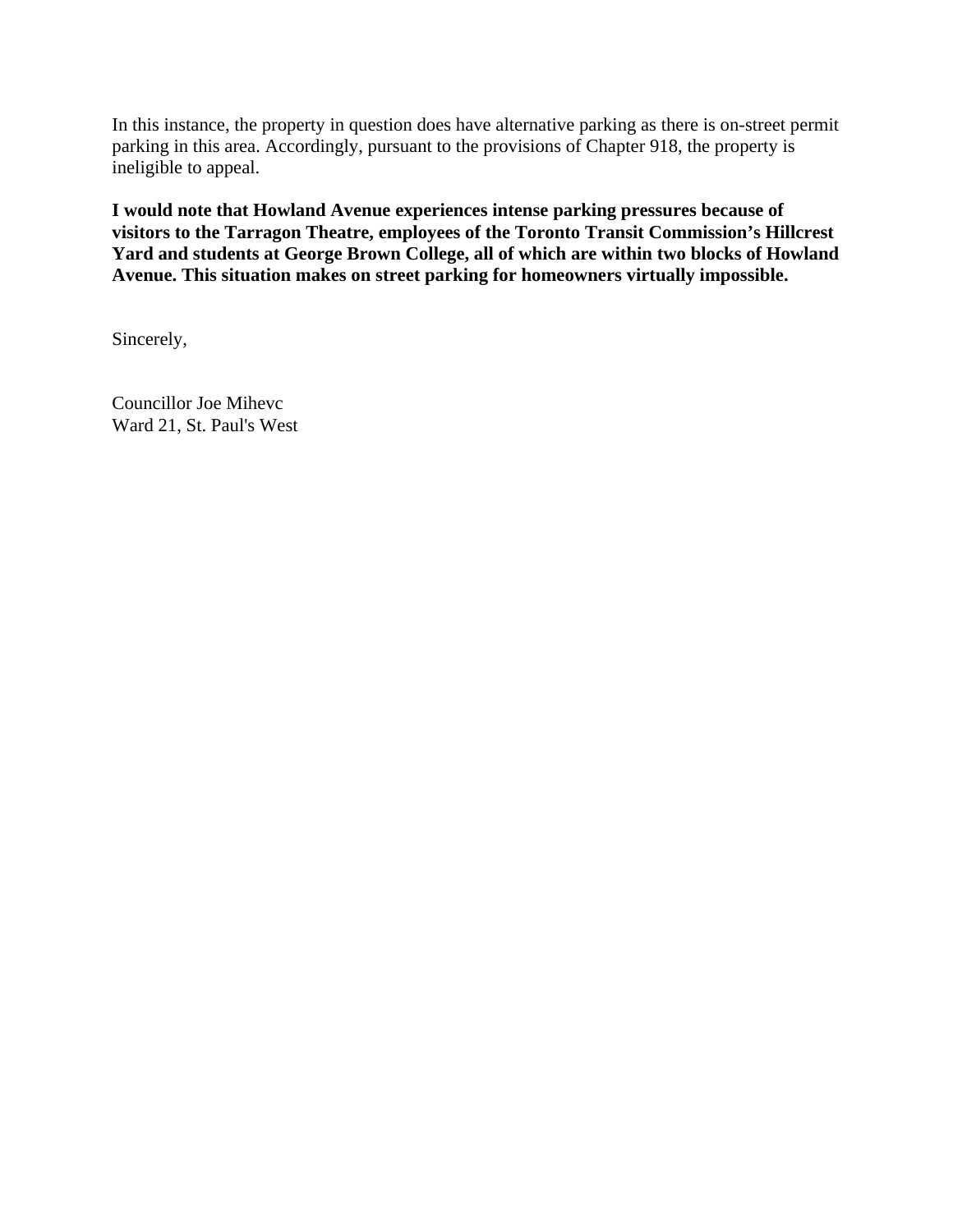In this instance, the property in question does have alternative parking as there is on-street permit parking in this area. Accordingly, pursuant to the provisions of Chapter 918, the property is ineligible to appeal.

**I would note that Howland Avenue experiences intense parking pressures because of visitors to the Tarragon Theatre, employees of the Toronto Transit Commission's Hillcrest Yard and students at George Brown College, all of which are within two blocks of Howland Avenue. This situation makes on street parking for homeowners virtually impossible.**

Sincerely,

Councillor Joe Mihevc
Ward 21, St. Paul's West